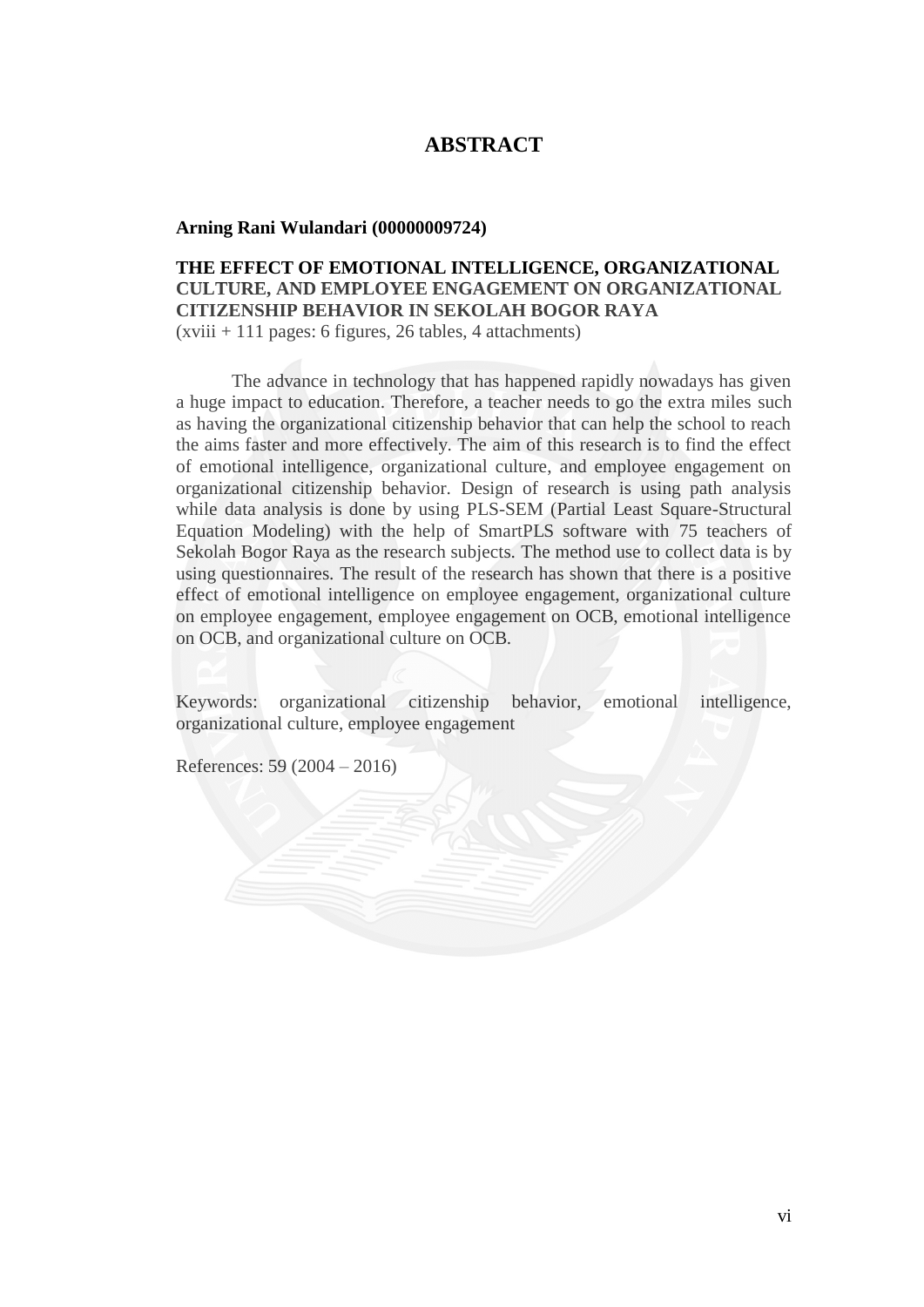# ABSTRACT

**Arning Rani Wulandari (00000009724)**

**THE EFFECT OF EMOTIONAL INTELLIGENCE, ORGANIZATIONAL CULTURE, AND EMPLOYEE ENGAGEMENT ON ORGANIZATIONAL CITIZENSHIP BEHAVIOR IN SEKOLAH BOGOR RAYA**
(xviii + 111 pages: 6 figures, 26 tables, 4 attachments)

The advance in technology that has happened rapidly nowadays has given a huge impact to education. Therefore, a teacher needs to go the extra miles such as having the organizational citizenship behavior that can help the school to reach the aims faster and more effectively. The aim of this research is to find the effect of emotional intelligence, organizational culture, and employee engagement on organizational citizenship behavior. Design of research is using path analysis while data analysis is done by using PLS-SEM (Partial Least Square-Structural Equation Modeling) with the help of SmartPLS software with 75 teachers of Sekolah Bogor Raya as the research subjects. The method use to collect data is by using questionnaires. The result of the research has shown that there is a positive effect of emotional intelligence on employee engagement, organizational culture on employee engagement, employee engagement on OCB, emotional intelligence on OCB, and organizational culture on OCB.

Keywords: organizational citizenship behavior, emotional intelligence, organizational culture, employee engagement

References: 59 (2004 – 2016)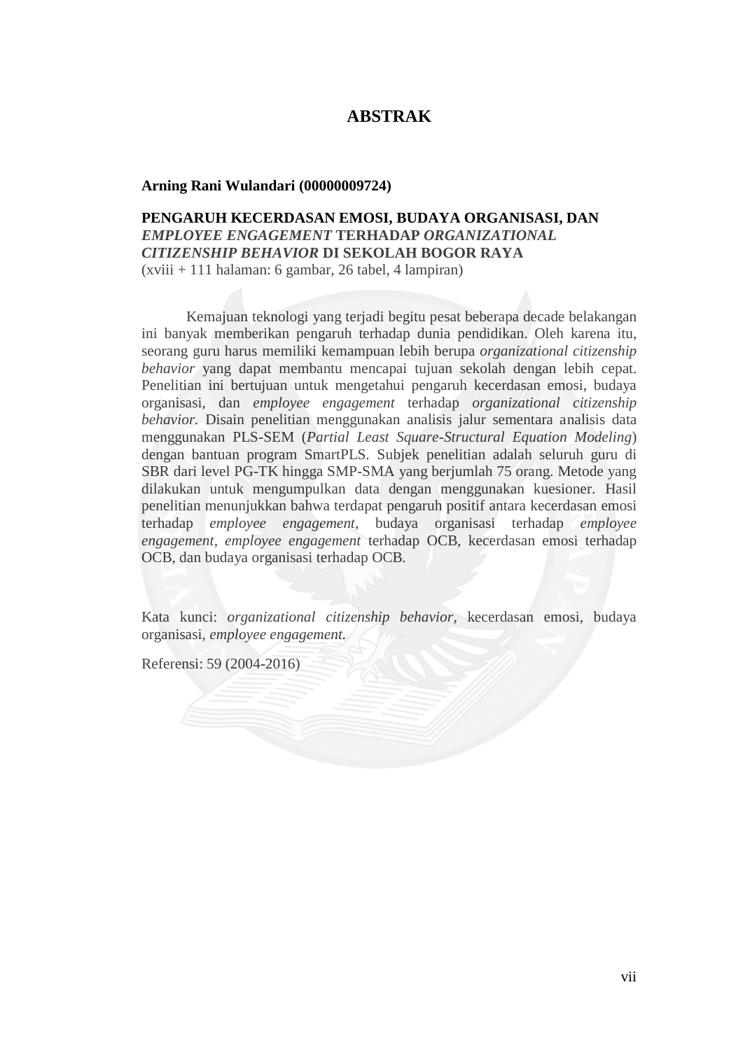# ABSTRAK

**Arning Rani Wulandari (00000009724)**

**PENGARUH KECERDASAN EMOSI, BUDAYA ORGANISASI, DAN *EMPLOYEE ENGAGEMENT* TERHADAP *ORGANIZATIONAL CITIZENSHIP BEHAVIOR* DI SEKOLAH BOGOR RAYA**
(xviii + 111 halaman: 6 gambar, 26 tabel, 4 lampiran)

Kemajuan teknologi yang terjadi begitu pesat beberapa decade belakangan ini banyak memberikan pengaruh terhadap dunia pendidikan. Oleh karena itu, seorang guru harus memiliki kemampuan lebih berupa *organizational citizenship behavior* yang dapat membantu mencapai tujuan sekolah dengan lebih cepat. Penelitian ini bertujuan untuk mengetahui pengaruh kecerdasan emosi, budaya organisasi, dan *employee engagement* terhadap *organizational citizenship behavior.* Disain penelitian menggunakan analisis jalur sementara analisis data menggunakan PLS-SEM (*Partial Least Square-Structural Equation Modeling*) dengan bantuan program SmartPLS. Subjek penelitian adalah seluruh guru di SBR dari level PG-TK hingga SMP-SMA yang berjumlah 75 orang. Metode yang dilakukan untuk mengumpulkan data dengan menggunakan kuesioner. Hasil penelitian menunjukkan bahwa terdapat pengaruh positif antara kecerdasan emosi terhadap *employee engagement*, budaya organisasi terhadap *employee engagement*, *employee engagement* terhadap OCB, kecerdasan emosi terhadap OCB, dan budaya organisasi terhadap OCB.

Kata kunci: *organizational citizenship behavior*, kecerdasan emosi, budaya organisasi, *employee engagement.*

Referensi: 59 (2004-2016)